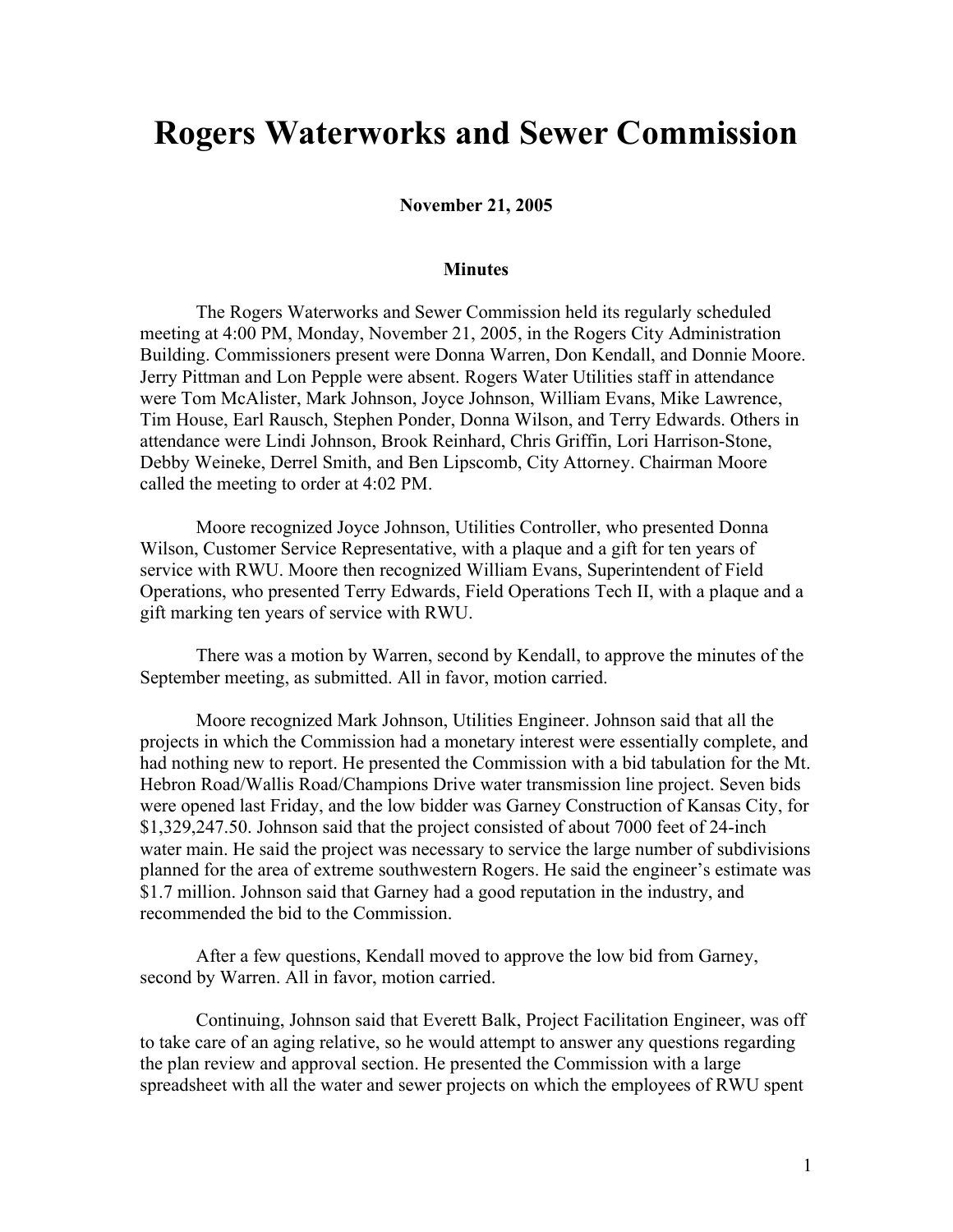# Rogers Waterworks and Sewer Commission

**November 21, 2005**

**Minutes**

The Rogers Waterworks and Sewer Commission held its regularly scheduled meeting at 4:00 PM, Monday, November 21, 2005, in the Rogers City Administration Building. Commissioners present were Donna Warren, Don Kendall, and Donnie Moore. Jerry Pittman and Lon Pepple were absent. Rogers Water Utilities staff in attendance were Tom McAlister, Mark Johnson, Joyce Johnson, William Evans, Mike Lawrence, Tim House, Earl Rausch, Stephen Ponder, Donna Wilson, and Terry Edwards. Others in attendance were Lindi Johnson, Brook Reinhard, Chris Griffin, Lori Harrison-Stone, Debby Weineke, Derrel Smith, and Ben Lipscomb, City Attorney. Chairman Moore called the meeting to order at 4:02 PM.

Moore recognized Joyce Johnson, Utilities Controller, who presented Donna Wilson, Customer Service Representative, with a plaque and a gift for ten years of service with RWU. Moore then recognized William Evans, Superintendent of Field Operations, who presented Terry Edwards, Field Operations Tech II, with a plaque and a gift marking ten years of service with RWU.

There was a motion by Warren, second by Kendall, to approve the minutes of the September meeting, as submitted. All in favor, motion carried.

Moore recognized Mark Johnson, Utilities Engineer. Johnson said that all the projects in which the Commission had a monetary interest were essentially complete, and had nothing new to report. He presented the Commission with a bid tabulation for the Mt. Hebron Road/Wallis Road/Champions Drive water transmission line project. Seven bids were opened last Friday, and the low bidder was Garney Construction of Kansas City, for $1,329,247.50. Johnson said that the project consisted of about 7000 feet of 24-inch water main. He said the project was necessary to service the large number of subdivisions planned for the area of extreme southwestern Rogers. He said the engineer's estimate was $1.7 million. Johnson said that Garney had a good reputation in the industry, and recommended the bid to the Commission.

After a few questions, Kendall moved to approve the low bid from Garney, second by Warren. All in favor, motion carried.

Continuing, Johnson said that Everett Balk, Project Facilitation Engineer, was off to take care of an aging relative, so he would attempt to answer any questions regarding the plan review and approval section. He presented the Commission with a large spreadsheet with all the water and sewer projects on which the employees of RWU spent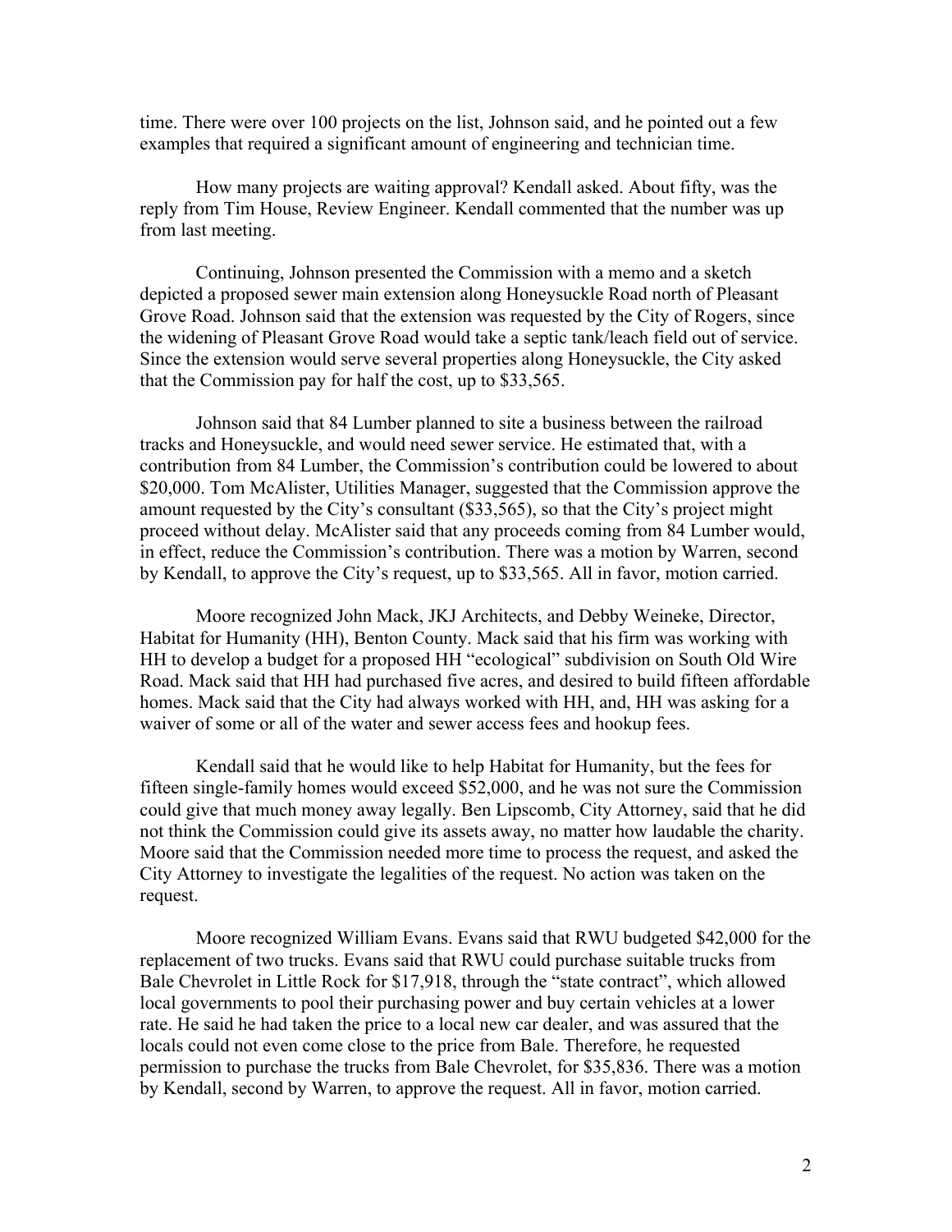time. There were over 100 projects on the list, Johnson said, and he pointed out a few examples that required a significant amount of engineering and technician time.

How many projects are waiting approval? Kendall asked. About fifty, was the reply from Tim House, Review Engineer. Kendall commented that the number was up from last meeting.

Continuing, Johnson presented the Commission with a memo and a sketch depicted a proposed sewer main extension along Honeysuckle Road north of Pleasant Grove Road. Johnson said that the extension was requested by the City of Rogers, since the widening of Pleasant Grove Road would take a septic tank/leach field out of service. Since the extension would serve several properties along Honeysuckle, the City asked that the Commission pay for half the cost, up to $33,565.

Johnson said that 84 Lumber planned to site a business between the railroad tracks and Honeysuckle, and would need sewer service. He estimated that, with a contribution from 84 Lumber, the Commission's contribution could be lowered to about $20,000. Tom McAlister, Utilities Manager, suggested that the Commission approve the amount requested by the City's consultant ($33,565), so that the City's project might proceed without delay. McAlister said that any proceeds coming from 84 Lumber would, in effect, reduce the Commission's contribution. There was a motion by Warren, second by Kendall, to approve the City's request, up to $33,565. All in favor, motion carried.

Moore recognized John Mack, JKJ Architects, and Debby Weineke, Director, Habitat for Humanity (HH), Benton County. Mack said that his firm was working with HH to develop a budget for a proposed HH "ecological" subdivision on South Old Wire Road. Mack said that HH had purchased five acres, and desired to build fifteen affordable homes. Mack said that the City had always worked with HH, and, HH was asking for a waiver of some or all of the water and sewer access fees and hookup fees.

Kendall said that he would like to help Habitat for Humanity, but the fees for fifteen single-family homes would exceed $52,000, and he was not sure the Commission could give that much money away legally. Ben Lipscomb, City Attorney, said that he did not think the Commission could give its assets away, no matter how laudable the charity. Moore said that the Commission needed more time to process the request, and asked the City Attorney to investigate the legalities of the request. No action was taken on the request.

Moore recognized William Evans. Evans said that RWU budgeted $42,000 for the replacement of two trucks. Evans said that RWU could purchase suitable trucks from Bale Chevrolet in Little Rock for $17,918, through the "state contract", which allowed local governments to pool their purchasing power and buy certain vehicles at a lower rate. He said he had taken the price to a local new car dealer, and was assured that the locals could not even come close to the price from Bale. Therefore, he requested permission to purchase the trucks from Bale Chevrolet, for $35,836. There was a motion by Kendall, second by Warren, to approve the request. All in favor, motion carried.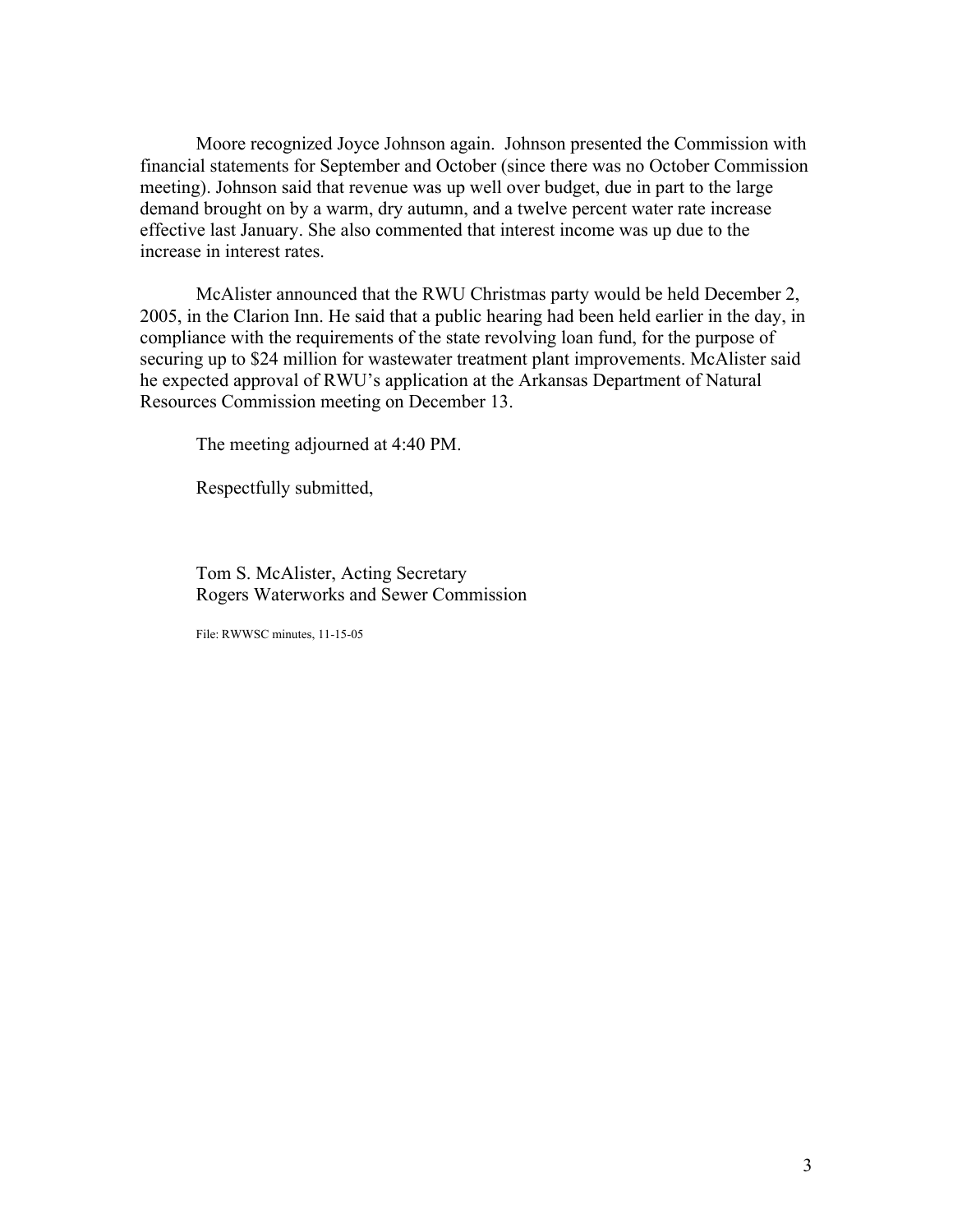Moore recognized Joyce Johnson again. Johnson presented the Commission with financial statements for September and October (since there was no October Commission meeting). Johnson said that revenue was up well over budget, due in part to the large demand brought on by a warm, dry autumn, and a twelve percent water rate increase effective last January. She also commented that interest income was up due to the increase in interest rates.

McAlister announced that the RWU Christmas party would be held December 2, 2005, in the Clarion Inn. He said that a public hearing had been held earlier in the day, in compliance with the requirements of the state revolving loan fund, for the purpose of securing up to $24 million for wastewater treatment plant improvements. McAlister said he expected approval of RWU's application at the Arkansas Department of Natural Resources Commission meeting on December 13.

The meeting adjourned at 4:40 PM.

Respectfully submitted,

Tom S. McAlister, Acting Secretary
Rogers Waterworks and Sewer Commission

File: RWWSC minutes, 11-15-05